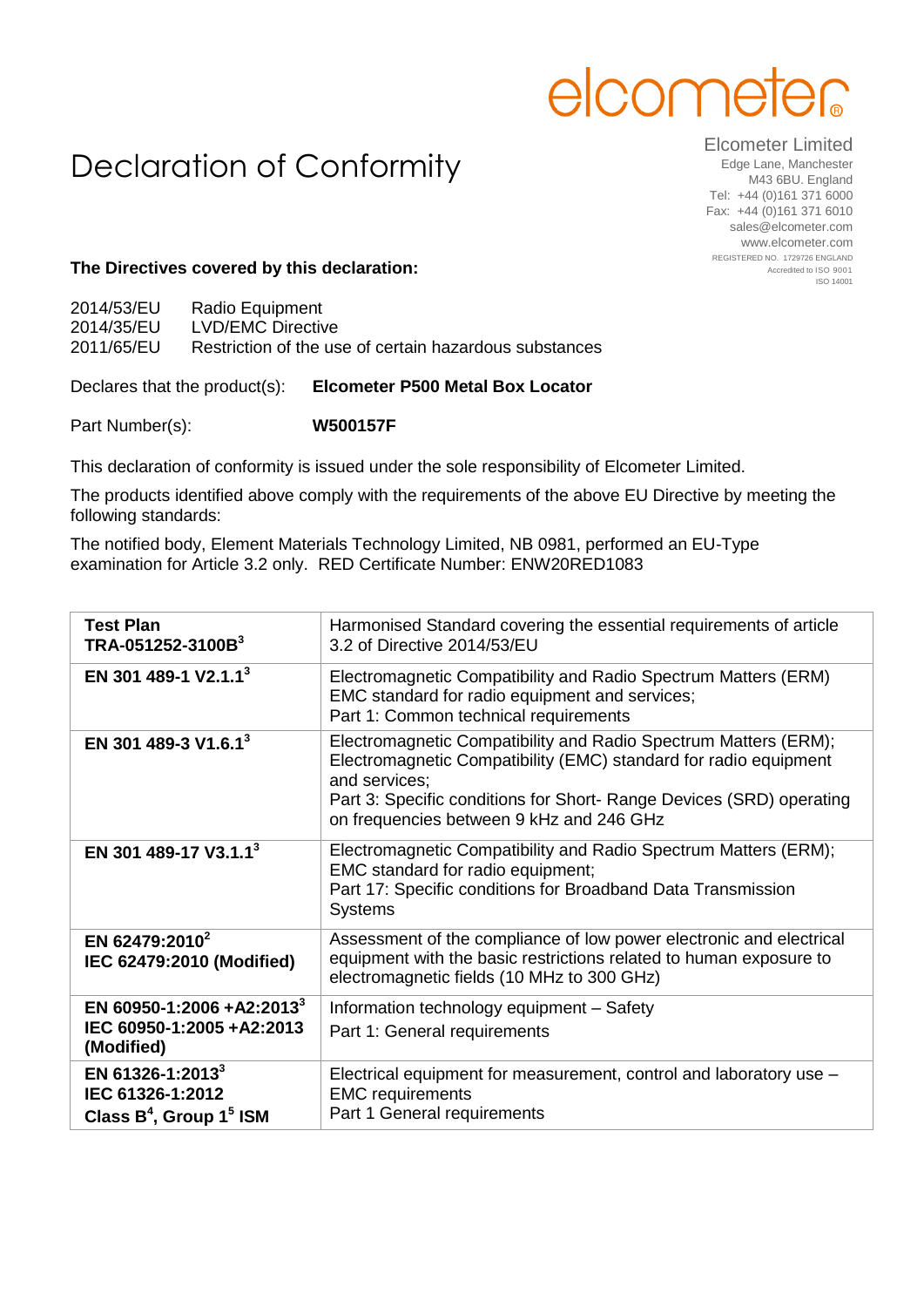elcometer

# Declaration of Conformity

Elcometer Limited
Edge Lane, Manchester
M43 6BU. England
Tel: +44 (0)161 371 6000
Fax: +44 (0)161 371 6010
sales@elcometer.com
www.elcometer.com
REGISTERED NO. 1729726 ENGLAND
Accredited to ISO 9001
ISO 14001

**The Directives covered by this declaration:**

2014/53/EU Radio Equipment
2014/35/EU LVD/EMC Directive
2011/65/EU Restriction of the use of certain hazardous substances

Declares that the product(s): **Elcometer P500 Metal Box Locator**

Part Number(s): **W500157F**

This declaration of conformity is issued under the sole responsibility of Elcometer Limited.

The products identified above comply with the requirements of the above EU Directive by meeting the following standards:

The notified body, Element Materials Technology Limited, NB 0981, performed an EU-Type examination for Article 3.2 only. RED Certificate Number: ENW20RED1083

| | |
|---|---|
| **Test Plan TRA-051252-3100B[3]** | Harmonised Standard covering the essential requirements of article 3.2 of Directive 2014/53/EU |
| **EN 301 489-1 V2.1.1[3]** | Electromagnetic Compatibility and Radio Spectrum Matters (ERM) EMC standard for radio equipment and services; Part 1: Common technical requirements |
| **EN 301 489-3 V1.6.1[3]** | Electromagnetic Compatibility and Radio Spectrum Matters (ERM); Electromagnetic Compatibility (EMC) standard for radio equipment and services; Part 3: Specific conditions for Short- Range Devices (SRD) operating on frequencies between 9 kHz and 246 GHz |
| **EN 301 489-17 V3.1.1[3]** | Electromagnetic Compatibility and Radio Spectrum Matters (ERM); EMC standard for radio equipment; Part 17: Specific conditions for Broadband Data Transmission Systems |
| **EN 62479:2010[2] IEC 62479:2010 (Modified)** | Assessment of the compliance of low power electronic and electrical equipment with the basic restrictions related to human exposure to electromagnetic fields (10 MHz to 300 GHz) |
| **EN 60950-1:2006 +A2:2013[3] IEC 60950-1:2005 +A2:2013 (Modified)** | Information technology equipment – Safety Part 1: General requirements |
| **EN 61326-1:2013[3] IEC 61326-1:2012 Class B[4], Group 1[5] ISM** | Electrical equipment for measurement, control and laboratory use – EMC requirements Part 1 General requirements |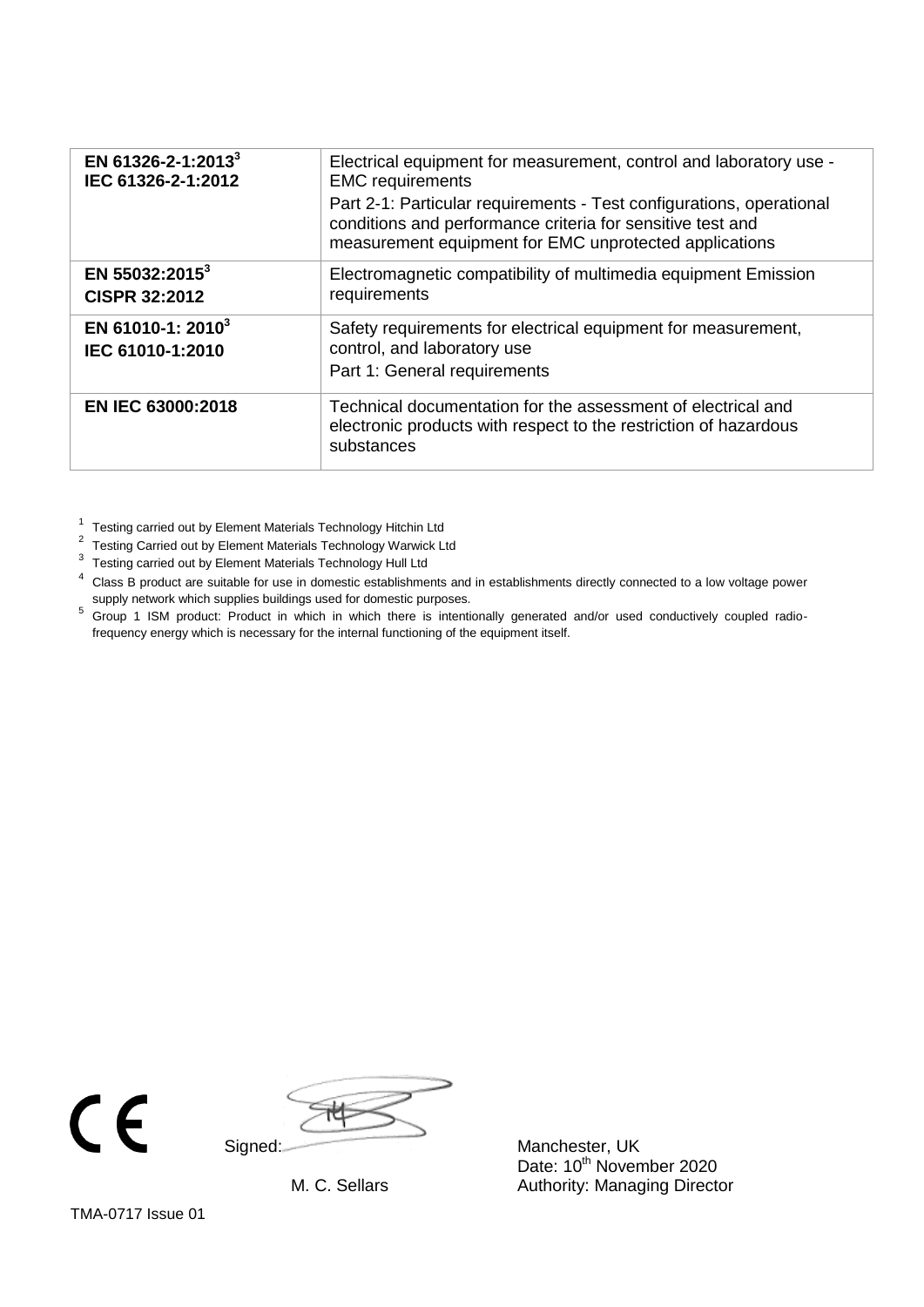| | |
|---|---|
| **EN 61326-2-1:2013[3]**<br>**IEC 61326-2-1:2012** | Electrical equipment for measurement, control and laboratory use - EMC requirements<br>Part 2-1: Particular requirements - Test configurations, operational conditions and performance criteria for sensitive test and measurement equipment for EMC unprotected applications |
| **EN 55032:2015[3]**<br>**CISPR 32:2012** | Electromagnetic compatibility of multimedia equipment Emission requirements |
| **EN 61010-1: 2010[3]**<br>**IEC 61010-1:2010** | Safety requirements for electrical equipment for measurement, control, and laboratory use<br>Part 1: General requirements |
| **EN IEC 63000:2018** | Technical documentation for the assessment of electrical and electronic products with respect to the restriction of hazardous substances |

[1] Testing carried out by Element Materials Technology Hitchin Ltd

[2] Testing Carried out by Element Materials Technology Warwick Ltd

[3] Testing carried out by Element Materials Technology Hull Ltd

[4] Class B product are suitable for use in domestic establishments and in establishments directly connected to a low voltage power supply network which supplies buildings used for domestic purposes.

[5] Group 1 ISM product: Product in which in which there is intentionally generated and/or used conductively coupled radio-frequency energy which is necessary for the internal functioning of the equipment itself.

CE

Signed:

M. C. Sellars

Manchester, UK
Date: 10th November 2020
Authority: Managing Director

TMA-0717 Issue 01